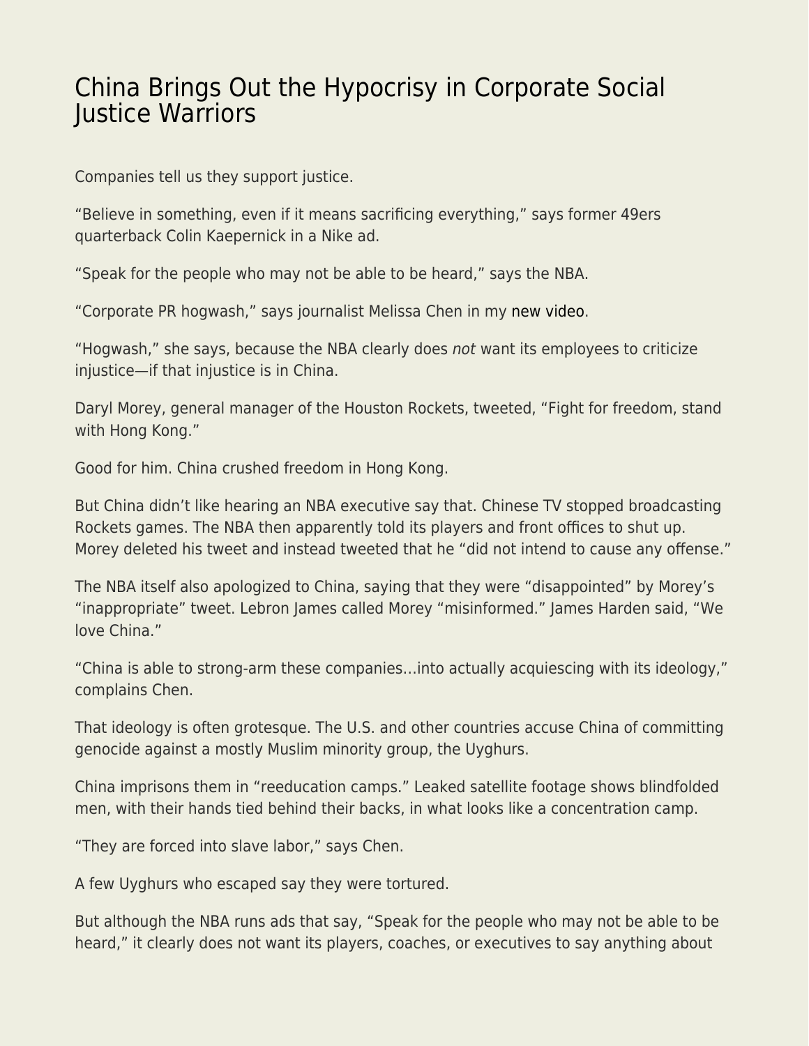# China Brings Out the Hypocrisy in Corporate Social Justice Warriors

Companies tell us they support justice.

"Believe in something, even if it means sacrificing everything," says former 49ers quarterback Colin Kaepernick in a Nike ad.

"Speak for the people who may not be able to be heard," says the NBA.

"Corporate PR hogwash," says journalist Melissa Chen in my new video.

"Hogwash," she says, because the NBA clearly does *not* want its employees to criticize injustice—if that injustice is in China.

Daryl Morey, general manager of the Houston Rockets, tweeted, "Fight for freedom, stand with Hong Kong."

Good for him. China crushed freedom in Hong Kong.

But China didn't like hearing an NBA executive say that. Chinese TV stopped broadcasting Rockets games. The NBA then apparently told its players and front offices to shut up. Morey deleted his tweet and instead tweeted that he "did not intend to cause any offense."

The NBA itself also apologized to China, saying that they were "disappointed" by Morey's "inappropriate" tweet. Lebron James called Morey "misinformed." James Harden said, "We love China."

"China is able to strong-arm these companies…into actually acquiescing with its ideology," complains Chen.

That ideology is often grotesque. The U.S. and other countries accuse China of committing genocide against a mostly Muslim minority group, the Uyghurs.

China imprisons them in "reeducation camps." Leaked satellite footage shows blindfolded men, with their hands tied behind their backs, in what looks like a concentration camp.

"They are forced into slave labor," says Chen.

A few Uyghurs who escaped say they were tortured.

But although the NBA runs ads that say, "Speak for the people who may not be able to be heard," it clearly does not want its players, coaches, or executives to say anything about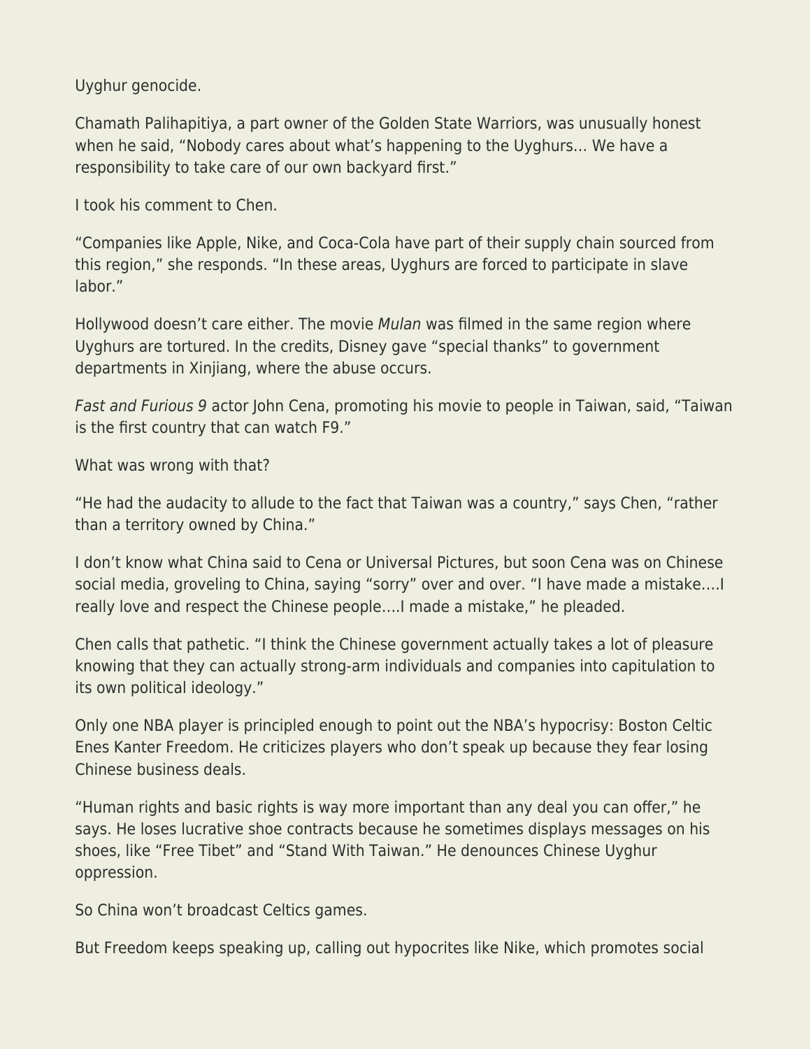Uyghur genocide.

Chamath Palihapitiya, a part owner of the Golden State Warriors, was unusually honest when he said, “Nobody cares about what’s happening to the Uyghurs… We have a responsibility to take care of our own backyard first.”

I took his comment to Chen.

“Companies like Apple, Nike, and Coca-Cola have part of their supply chain sourced from this region,” she responds. “In these areas, Uyghurs are forced to participate in slave labor.”

Hollywood doesn’t care either. The movie *Mulan* was filmed in the same region where Uyghurs are tortured. In the credits, Disney gave “special thanks” to government departments in Xinjiang, where the abuse occurs.

*Fast and Furious 9* actor John Cena, promoting his movie to people in Taiwan, said, “Taiwan is the first country that can watch F9.”

What was wrong with that?

“He had the audacity to allude to the fact that Taiwan was a country,” says Chen, “rather than a territory owned by China.”

I don’t know what China said to Cena or Universal Pictures, but soon Cena was on Chinese social media, groveling to China, saying “sorry” over and over. “I have made a mistake….I really love and respect the Chinese people….I made a mistake,” he pleaded.

Chen calls that pathetic. “I think the Chinese government actually takes a lot of pleasure knowing that they can actually strong-arm individuals and companies into capitulation to its own political ideology.”

Only one NBA player is principled enough to point out the NBA’s hypocrisy: Boston Celtic Enes Kanter Freedom. He criticizes players who don’t speak up because they fear losing Chinese business deals.

“Human rights and basic rights is way more important than any deal you can offer,” he says. He loses lucrative shoe contracts because he sometimes displays messages on his shoes, like “Free Tibet” and “Stand With Taiwan.” He denounces Chinese Uyghur oppression.

So China won’t broadcast Celtics games.

But Freedom keeps speaking up, calling out hypocrites like Nike, which promotes social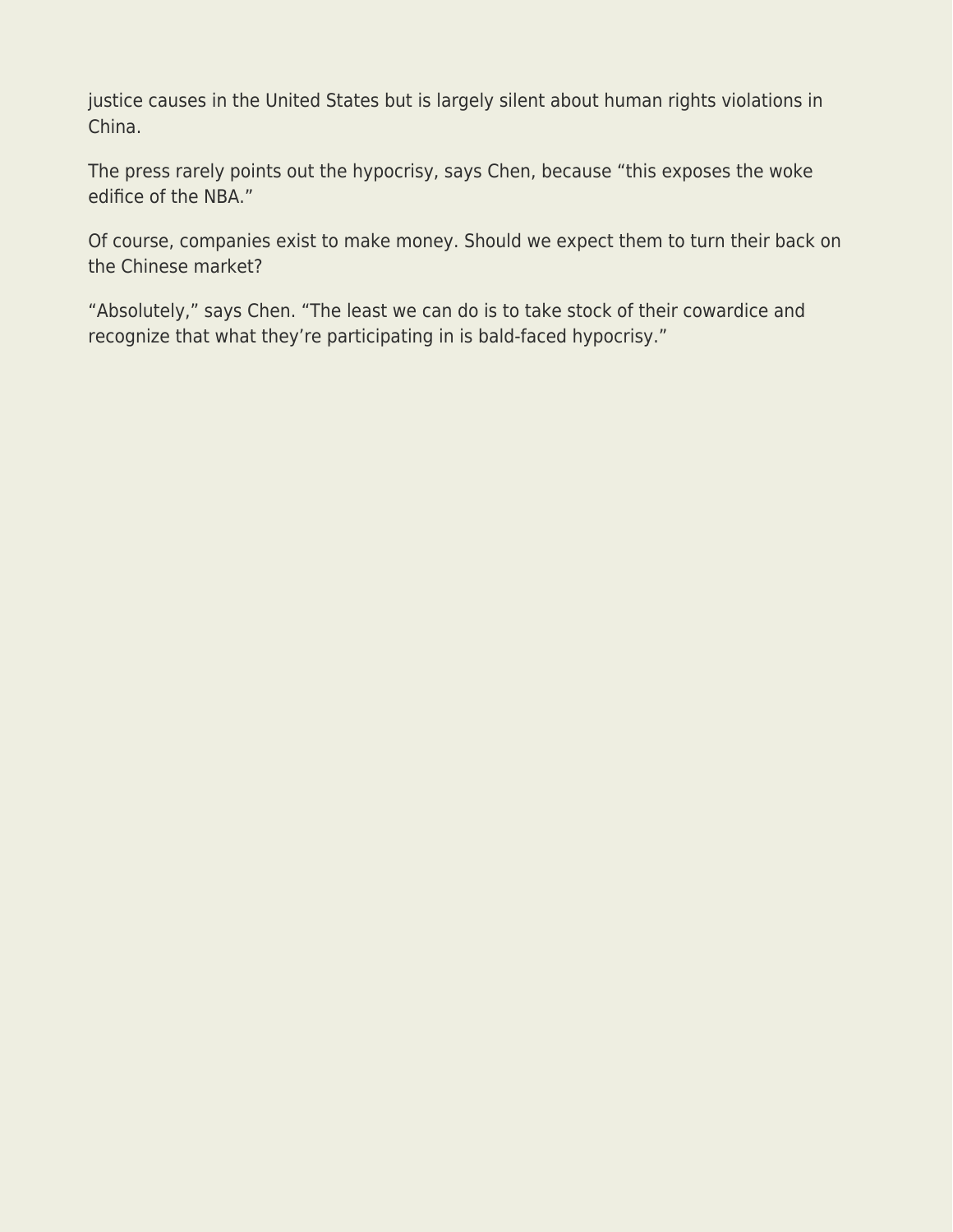justice causes in the United States but is largely silent about human rights violations in China.

The press rarely points out the hypocrisy, says Chen, because “this exposes the woke edifice of the NBA.”

Of course, companies exist to make money. Should we expect them to turn their back on the Chinese market?

“Absolutely,” says Chen. “The least we can do is to take stock of their cowardice and recognize that what they’re participating in is bald-faced hypocrisy.”